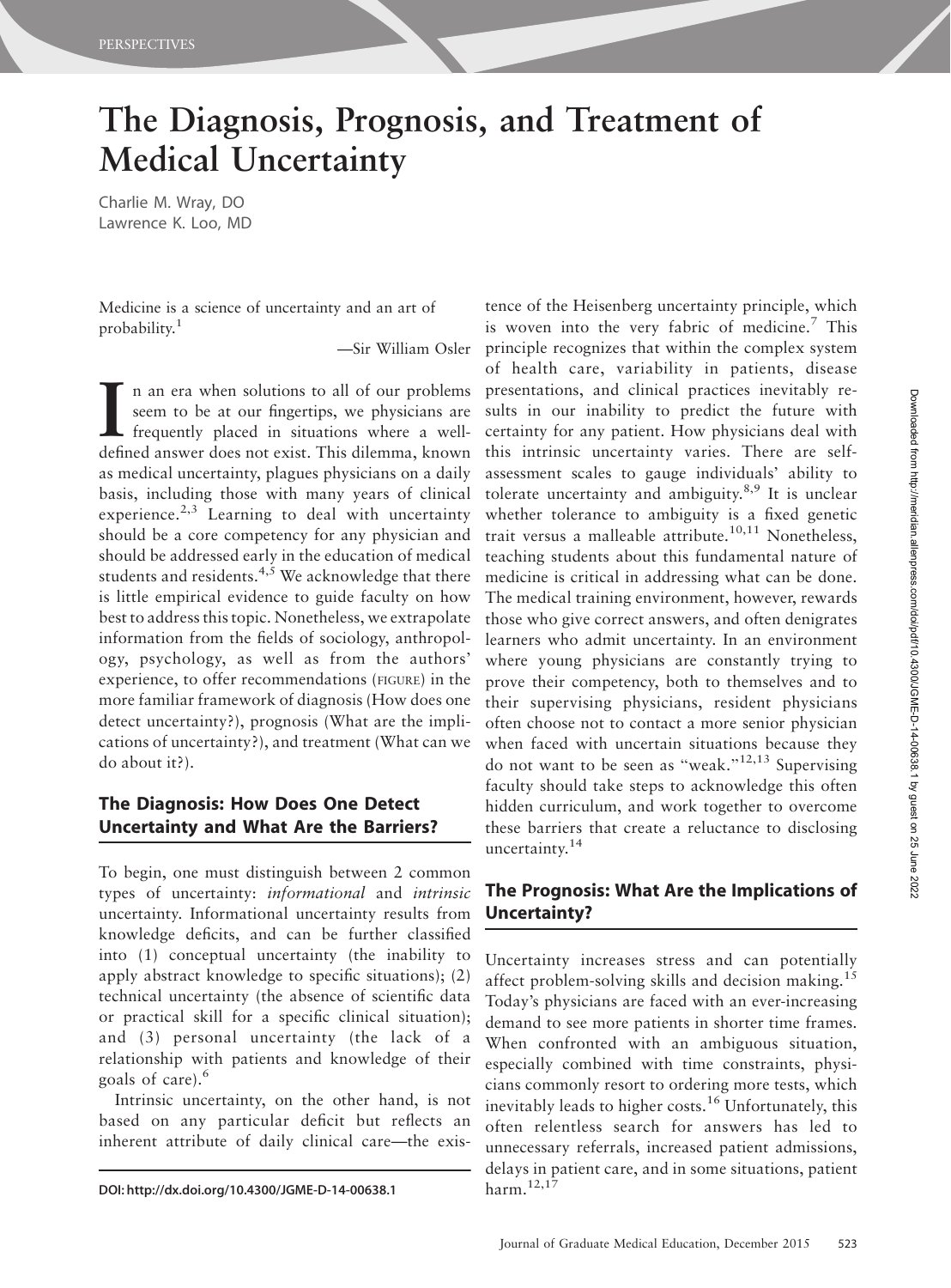# The Diagnosis, Prognosis, and Treatment of Medical Uncertainty

Charlie M. Wray, DO
Lawrence K. Loo, MD

> Medicine is a science of uncertainty and an art of probability.[1]
>
> —Sir William Osler

In an era when solutions to all of our problems seem to be at our fingertips, we physicians are frequently placed in situations where a well-defined answer does not exist. This dilemma, known as medical uncertainty, plagues physicians on a daily basis, including those with many years of clinical experience.[2,3] Learning to deal with uncertainty should be a core competency for any physician and should be addressed early in the education of medical students and residents.[4,5] We acknowledge that there is little empirical evidence to guide faculty on how best to address this topic. Nonetheless, we extrapolate information from the fields of sociology, anthropology, psychology, as well as from the authors' experience, to offer recommendations (FIGURE) in the more familiar framework of diagnosis (How does one detect uncertainty?), prognosis (What are the implications of uncertainty?), and treatment (What can we do about it?).

## The Diagnosis: How Does One Detect Uncertainty and What Are the Barriers?

To begin, one must distinguish between 2 common types of uncertainty: *informational* and *intrinsic* uncertainty. Informational uncertainty results from knowledge deficits, and can be further classified into (1) conceptual uncertainty (the inability to apply abstract knowledge to specific situations); (2) technical uncertainty (the absence of scientific data or practical skill for a specific clinical situation); and (3) personal uncertainty (the lack of a relationship with patients and knowledge of their goals of care).[6]

Intrinsic uncertainty, on the other hand, is not based on any particular deficit but reflects an inherent attribute of daily clinical care—the existence of the Heisenberg uncertainty principle, which is woven into the very fabric of medicine.[7] This principle recognizes that within the complex system of health care, variability in patients, disease presentations, and clinical practices inevitably results in our inability to predict the future with certainty for any patient. How physicians deal with this intrinsic uncertainty varies. There are self-assessment scales to gauge individuals' ability to tolerate uncertainty and ambiguity.[8,9] It is unclear whether tolerance to ambiguity is a fixed genetic trait versus a malleable attribute.[10,11] Nonetheless, teaching students about this fundamental nature of medicine is critical in addressing what can be done. The medical training environment, however, rewards those who give correct answers, and often denigrates learners who admit uncertainty. In an environment where young physicians are constantly trying to prove their competency, both to themselves and to their supervising physicians, resident physicians often choose not to contact a more senior physician when faced with uncertain situations because they do not want to be seen as "weak."[12,13] Supervising faculty should take steps to acknowledge this often hidden curriculum, and work together to overcome these barriers that create a reluctance to disclosing uncertainty.[14]

## The Prognosis: What Are the Implications of Uncertainty?

Uncertainty increases stress and can potentially affect problem-solving skills and decision making.[15] Today's physicians are faced with an ever-increasing demand to see more patients in shorter time frames. When confronted with an ambiguous situation, especially combined with time constraints, physicians commonly resort to ordering more tests, which inevitably leads to higher costs.[16] Unfortunately, this often relentless search for answers has led to unnecessary referrals, increased patient admissions, delays in patient care, and in some situations, patient harm.[12,17]

DOI: http://dx.doi.org/10.4300/JGME-D-14-00638.1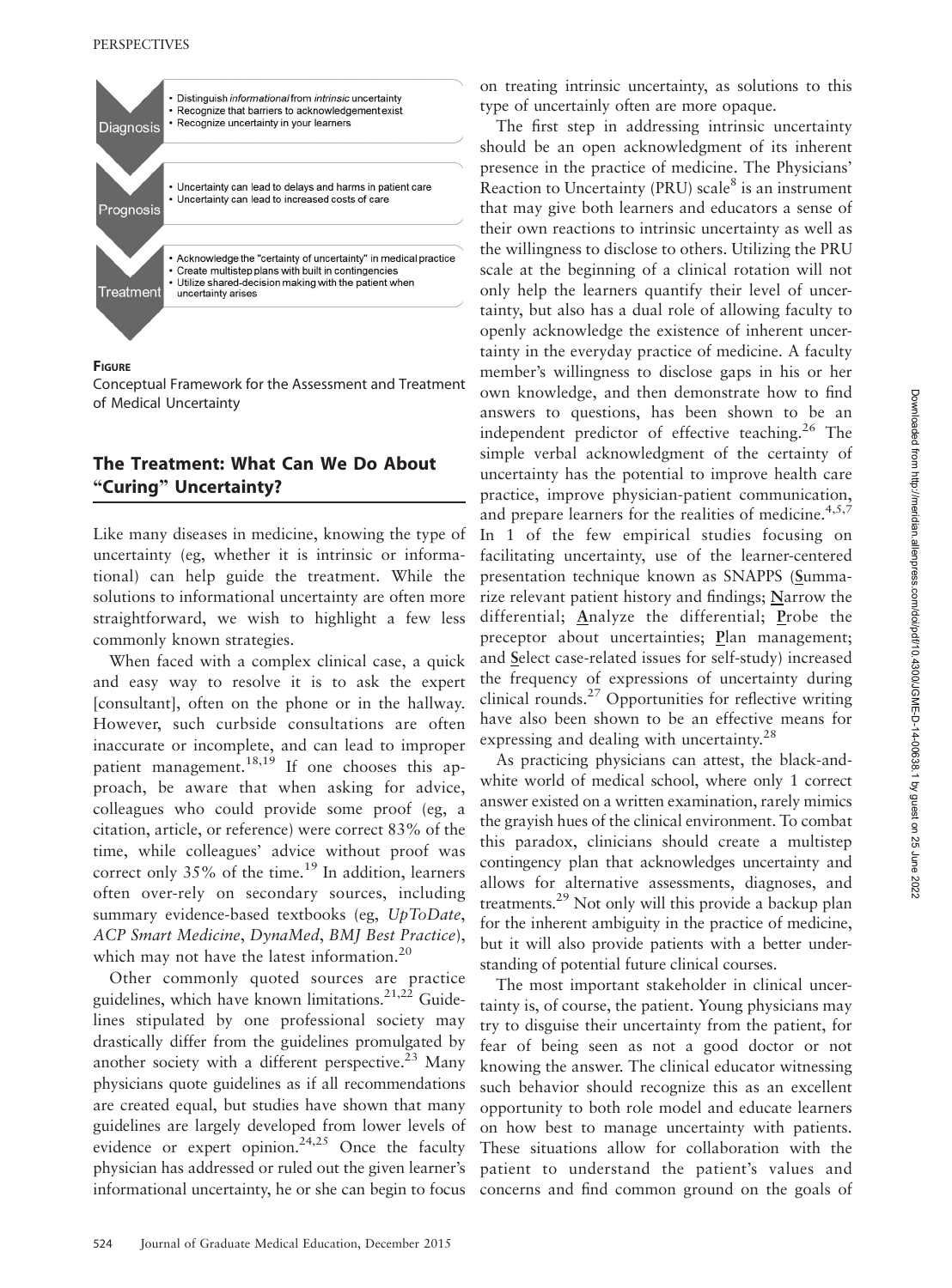**Diagnosis**
- Distinguish *informational* from *intrinsic* uncertainty
- Recognize that barriers to acknowledgement exist
- Recognize uncertainty in your learners

**Prognosis**
- Uncertainty can lead to delays and harms in patient care
- Uncertainty can lead to increased costs of care

**Treatment**
- Acknowledge the "certainty of uncertainty" in medical practice
- Create multistep plans with built in contingencies
- Utilize shared-decision making with the patient when uncertainty arises

**FIGURE**
Conceptual Framework for the Assessment and Treatment of Medical Uncertainty

## The Treatment: What Can We Do About "Curing" Uncertainty?

Like many diseases in medicine, knowing the type of uncertainty (eg, whether it is intrinsic or informational) can help guide the treatment. While the solutions to informational uncertainty are often more straightforward, we wish to highlight a few less commonly known strategies.

When faced with a complex clinical case, a quick and easy way to resolve it is to ask the expert [consultant], often on the phone or in the hallway. However, such curbside consultations are often inaccurate or incomplete, and can lead to improper patient management.[18,19] If one chooses this approach, be aware that when asking for advice, colleagues who could provide some proof (eg, a citation, article, or reference) were correct 83% of the time, while colleagues' advice without proof was correct only 35% of the time.[19] In addition, learners often over-rely on secondary sources, including summary evidence-based textbooks (eg, *UpToDate*, *ACP Smart Medicine*, *DynaMed*, *BMJ Best Practice*), which may not have the latest information.[20]

Other commonly quoted sources are practice guidelines, which have known limitations.[21,22] Guidelines stipulated by one professional society may drastically differ from the guidelines promulgated by another society with a different perspective.[23] Many physicians quote guidelines as if all recommendations are created equal, but studies have shown that many guidelines are largely developed from lower levels of evidence or expert opinion.[24,25] Once the faculty physician has addressed or ruled out the given learner's informational uncertainty, he or she can begin to focus on treating intrinsic uncertainty, as solutions to this type of uncertainly often are more opaque.

The first step in addressing intrinsic uncertainty should be an open acknowledgment of its inherent presence in the practice of medicine. The Physicians' Reaction to Uncertainty (PRU) scale[8] is an instrument that may give both learners and educators a sense of their own reactions to intrinsic uncertainty as well as the willingness to disclose to others. Utilizing the PRU scale at the beginning of a clinical rotation will not only help the learners quantify their level of uncertainty, but also has a dual role of allowing faculty to openly acknowledge the existence of inherent uncertainty in the everyday practice of medicine. A faculty member's willingness to disclose gaps in his or her own knowledge, and then demonstrate how to find answers to questions, has been shown to be an independent predictor of effective teaching.[26] The simple verbal acknowledgment of the certainty of uncertainty has the potential to improve health care practice, improve physician-patient communication, and prepare learners for the realities of medicine.[4,5,7] In 1 of the few empirical studies focusing on facilitating uncertainty, use of the learner-centered presentation technique known as SNAPPS (**S**ummarize relevant patient history and findings; **N**arrow the differential; **A**nalyze the differential; **P**robe the preceptor about uncertainties; **P**lan management; and **S**elect case-related issues for self-study) increased the frequency of expressions of uncertainty during clinical rounds.[27] Opportunities for reflective writing have also been shown to be an effective means for expressing and dealing with uncertainty.[28]

As practicing physicians can attest, the black-and-white world of medical school, where only 1 correct answer existed on a written examination, rarely mimics the grayish hues of the clinical environment. To combat this paradox, clinicians should create a multistep contingency plan that acknowledges uncertainty and allows for alternative assessments, diagnoses, and treatments.[29] Not only will this provide a backup plan for the inherent ambiguity in the practice of medicine, but it will also provide patients with a better understanding of potential future clinical courses.

The most important stakeholder in clinical uncertainty is, of course, the patient. Young physicians may try to disguise their uncertainty from the patient, for fear of being seen as not a good doctor or not knowing the answer. The clinical educator witnessing such behavior should recognize this as an excellent opportunity to both role model and educate learners on how best to manage uncertainty with patients. These situations allow for collaboration with the patient to understand the patient's values and concerns and find common ground on the goals of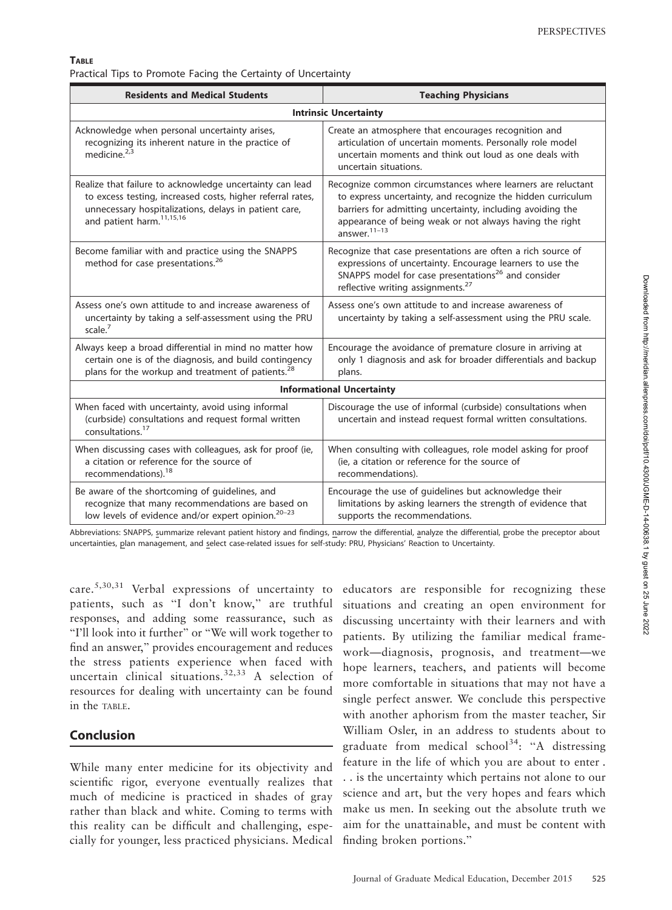**Table**
Practical Tips to Promote Facing the Certainty of Uncertainty

| Residents and Medical Students | Teaching Physicians |
|---|---|
| **Intrinsic Uncertainty** | |
| Acknowledge when personal uncertainty arises, recognizing its inherent nature in the practice of medicine.[2,3] | Create an atmosphere that encourages recognition and articulation of uncertain moments. Personally role model uncertain moments and think out loud as one deals with uncertain situations. |
| Realize that failure to acknowledge uncertainty can lead to excess testing, increased costs, higher referral rates, unnecessary hospitalizations, delays in patient care, and patient harm.[11,15,16] | Recognize common circumstances where learners are reluctant to express uncertainty, and recognize the hidden curriculum barriers for admitting uncertainty, including avoiding the appearance of being weak or not always having the right answer.[11–13] |
| Become familiar with and practice using the SNAPPS method for case presentations.[26] | Recognize that case presentations are often a rich source of expressions of uncertainty. Encourage learners to use the SNAPPS model for case presentations[26] and consider reflective writing assignments.[27] |
| Assess one's own attitude to and increase awareness of uncertainty by taking a self-assessment using the PRU scale.[7] | Assess one's own attitude to and increase awareness of uncertainty by taking a self-assessment using the PRU scale. |
| Always keep a broad differential in mind no matter how certain one is of the diagnosis, and build contingency plans for the workup and treatment of patients.[28] | Encourage the avoidance of premature closure in arriving at only 1 diagnosis and ask for broader differentials and backup plans. |
| **Informational Uncertainty** | |
| When faced with uncertainty, avoid using informal (curbside) consultations and request formal written consultations.[17] | Discourage the use of informal (curbside) consultations when uncertain and instead request formal written consultations. |
| When discussing cases with colleagues, ask for proof (ie, a citation or reference for the source of recommendations).[18] | When consulting with colleagues, role model asking for proof (ie, a citation or reference for the source of recommendations). |
| Be aware of the shortcoming of guidelines, and recognize that many recommendations are based on low levels of evidence and/or expert opinion.[20–23] | Encourage the use of guidelines but acknowledge their limitations by asking learners the strength of evidence that supports the recommendations. |

Abbreviations: SNAPPS, summarize relevant patient history and findings, narrow the differential, analyze the differential, probe the preceptor about uncertainties, plan management, and select case-related issues for self-study: PRU, Physicians' Reaction to Uncertainty.

care.[5,30,31] Verbal expressions of uncertainty to patients, such as "I don't know," are truthful responses, and adding some reassurance, such as "I'll look into it further" or "We will work together to find an answer," provides encouragement and reduces the stress patients experience when faced with uncertain clinical situations.[32,33] A selection of resources for dealing with uncertainty can be found in the TABLE.

## Conclusion

While many enter medicine for its objectivity and scientific rigor, everyone eventually realizes that much of medicine is practiced in shades of gray rather than black and white. Coming to terms with this reality can be difficult and challenging, especially for younger, less practiced physicians. Medical educators are responsible for recognizing these situations and creating an open environment for discussing uncertainty with their learners and with patients. By utilizing the familiar medical framework—diagnosis, prognosis, and treatment—we hope learners, teachers, and patients will become more comfortable in situations that may not have a single perfect answer. We conclude this perspective with another aphorism from the master teacher, Sir William Osler, in an address to students about to graduate from medical school[34]: "A distressing feature in the life of which you are about to enter . . . is the uncertainty which pertains not alone to our science and art, but the very hopes and fears which make us men. In seeking out the absolute truth we aim for the unattainable, and must be content with finding broken portions."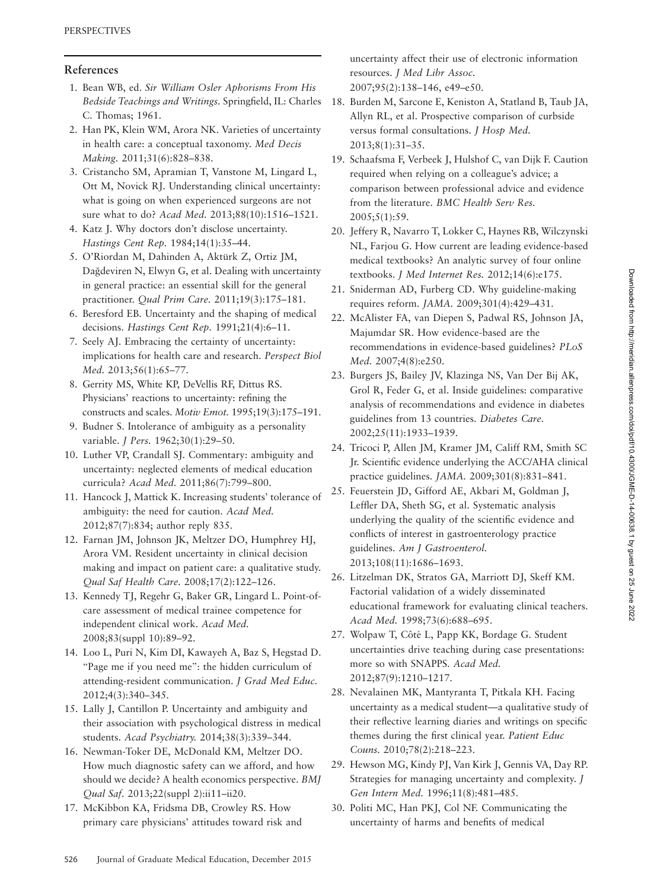## References

1. Bean WB, ed. *Sir William Osler Aphorisms From His Bedside Teachings and Writings*. Springfield, IL: Charles C. Thomas; 1961.
2. Han PK, Klein WM, Arora NK. Varieties of uncertainty in health care: a conceptual taxonomy. *Med Decis Making*. 2011;31(6):828–838.
3. Cristancho SM, Apramian T, Vanstone M, Lingard L, Ott M, Novick RJ. Understanding clinical uncertainty: what is going on when experienced surgeons are not sure what to do? *Acad Med*. 2013;88(10):1516–1521.
4. Katz J. Why doctors don't disclose uncertainty. *Hastings Cent Rep*. 1984;14(1):35–44.
5. O'Riordan M, Dahinden A, Aktürk Z, Ortiz JM, Dağdeviren N, Elwyn G, et al. Dealing with uncertainty in general practice: an essential skill for the general practitioner. *Qual Prim Care*. 2011;19(3):175–181.
6. Beresford EB. Uncertainty and the shaping of medical decisions. *Hastings Cent Rep*. 1991;21(4):6–11.
7. Seely AJ. Embracing the certainty of uncertainty: implications for health care and research. *Perspect Biol Med*. 2013;56(1):65–77.
8. Gerrity MS, White KP, DeVellis RF, Dittus RS. Physicians' reactions to uncertainty: refining the constructs and scales. *Motiv Emot*. 1995;19(3):175–191.
9. Budner S. Intolerance of ambiguity as a personality variable. *J Pers*. 1962;30(1):29–50.
10. Luther VP, Crandall SJ. Commentary: ambiguity and uncertainty: neglected elements of medical education curricula? *Acad Med*. 2011;86(7):799–800.
11. Hancock J, Mattick K. Increasing students' tolerance of ambiguity: the need for caution. *Acad Med*. 2012;87(7):834; author reply 835.
12. Farnan JM, Johnson JK, Meltzer DO, Humphrey HJ, Arora VM. Resident uncertainty in clinical decision making and impact on patient care: a qualitative study. *Qual Saf Health Care*. 2008;17(2):122–126.
13. Kennedy TJ, Regehr G, Baker GR, Lingard L. Point-of-care assessment of medical trainee competence for independent clinical work. *Acad Med*. 2008;83(suppl 10):89–92.
14. Loo L, Puri N, Kim DI, Kawayeh A, Baz S, Hegstad D. "Page me if you need me": the hidden curriculum of attending-resident communication. *J Grad Med Educ*. 2012;4(3):340–345.
15. Lally J, Cantillon P. Uncertainty and ambiguity and their association with psychological distress in medical students. *Acad Psychiatry*. 2014;38(3):339–344.
16. Newman-Toker DE, McDonald KM, Meltzer DO. How much diagnostic safety can we afford, and how should we decide? A health economics perspective. *BMJ Qual Saf*. 2013;22(suppl 2):ii11–ii20.
17. McKibbon KA, Fridsma DB, Crowley RS. How primary care physicians' attitudes toward risk and uncertainty affect their use of electronic information resources. *J Med Libr Assoc*. 2007;95(2):138–146, e49–e50.
18. Burden M, Sarcone E, Keniston A, Statland B, Taub JA, Allyn RL, et al. Prospective comparison of curbside versus formal consultations. *J Hosp Med*. 2013;8(1):31–35.
19. Schaafsma F, Verbeek J, Hulshof C, van Dijk F. Caution required when relying on a colleague's advice; a comparison between professional advice and evidence from the literature. *BMC Health Serv Res*. 2005;5(1):59.
20. Jeffery R, Navarro T, Lokker C, Haynes RB, Wilczynski NL, Farjou G. How current are leading evidence-based medical textbooks? An analytic survey of four online textbooks. *J Med Internet Res*. 2012;14(6):e175.
21. Sniderman AD, Furberg CD. Why guideline-making requires reform. *JAMA*. 2009;301(4):429–431.
22. McAlister FA, van Diepen S, Padwal RS, Johnson JA, Majumdar SR. How evidence-based are the recommendations in evidence-based guidelines? *PLoS Med*. 2007;4(8):e250.
23. Burgers JS, Bailey JV, Klazinga NS, Van Der Bij AK, Grol R, Feder G, et al. Inside guidelines: comparative analysis of recommendations and evidence in diabetes guidelines from 13 countries. *Diabetes Care*. 2002;25(11):1933–1939.
24. Tricoci P, Allen JM, Kramer JM, Califf RM, Smith SC Jr. Scientific evidence underlying the ACC/AHA clinical practice guidelines. *JAMA*. 2009;301(8):831–841.
25. Feuerstein JD, Gifford AE, Akbari M, Goldman J, Leffler DA, Sheth SG, et al. Systematic analysis underlying the quality of the scientific evidence and conflicts of interest in gastroenterology practice guidelines. *Am J Gastroenterol*. 2013;108(11):1686–1693.
26. Litzelman DK, Stratos GA, Marriott DJ, Skeff KM. Factorial validation of a widely disseminated educational framework for evaluating clinical teachers. *Acad Med*. 1998;73(6):688–695.
27. Wolpaw T, Côté L, Papp KK, Bordage G. Student uncertainties drive teaching during case presentations: more so with SNAPPS. *Acad Med*. 2012;87(9):1210–1217.
28. Nevalainen MK, Mantyranta T, Pitkala KH. Facing uncertainty as a medical student—a qualitative study of their reflective learning diaries and writings on specific themes during the first clinical year. *Patient Educ Couns*. 2010;78(2):218–223.
29. Hewson MG, Kindy PJ, Van Kirk J, Gennis VA, Day RP. Strategies for managing uncertainty and complexity. *J Gen Intern Med*. 1996;11(8):481–485.
30. Politi MC, Han PKJ, Col NF. Communicating the uncertainty of harms and benefits of medical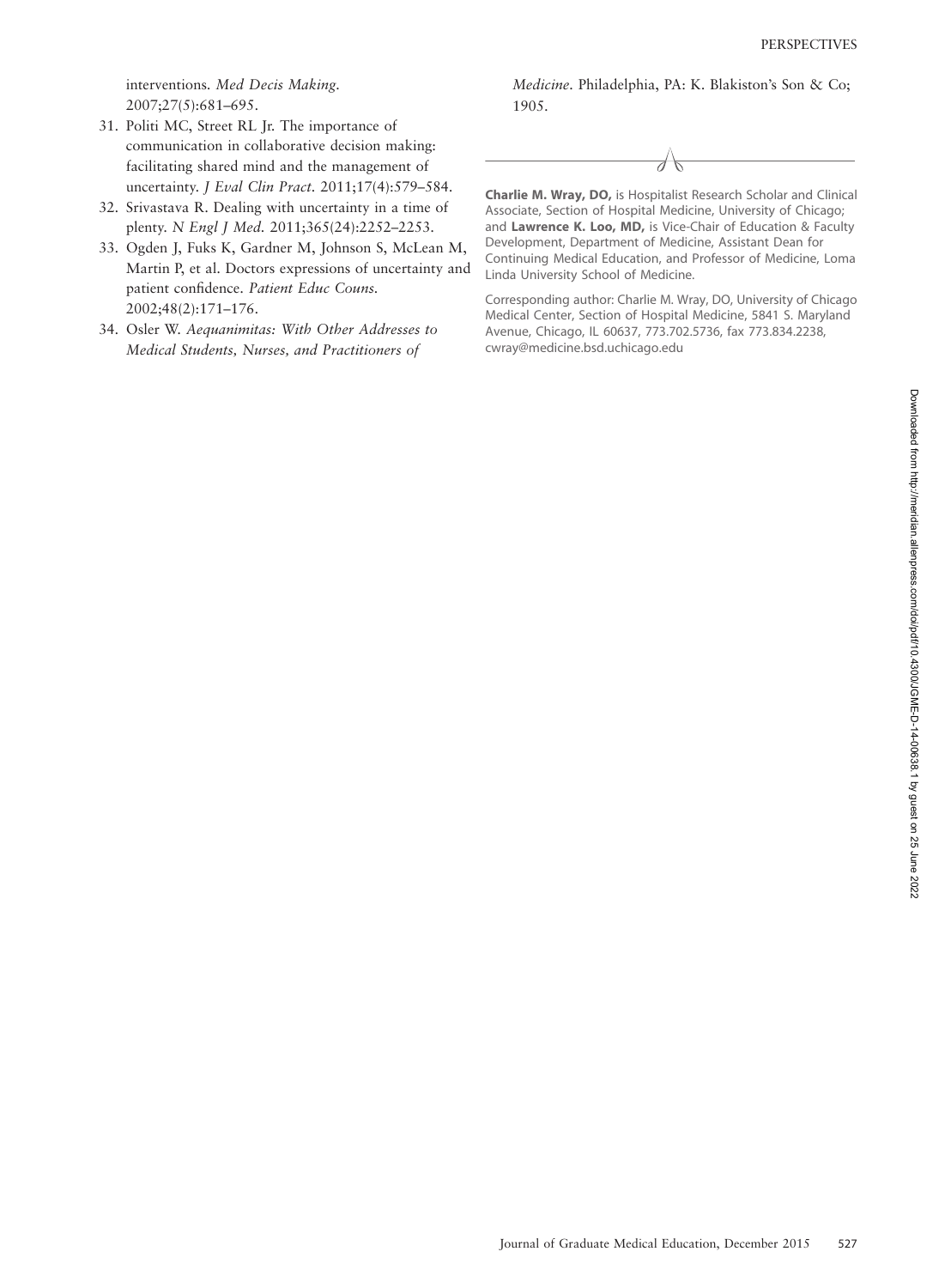interventions. *Med Decis Making*. 2007;27(5):681–695.

31. Politi MC, Street RL Jr. The importance of communication in collaborative decision making: facilitating shared mind and the management of uncertainty. *J Eval Clin Pract*. 2011;17(4):579–584.
32. Srivastava R. Dealing with uncertainty in a time of plenty. *N Engl J Med*. 2011;365(24):2252–2253.
33. Ogden J, Fuks K, Gardner M, Johnson S, McLean M, Martin P, et al. Doctors expressions of uncertainty and patient confidence. *Patient Educ Couns*. 2002;48(2):171–176.
34. Osler W. *Aequanimitas: With Other Addresses to Medical Students, Nurses, and Practitioners of Medicine*. Philadelphia, PA: K. Blakiston's Son & Co; 1905.

---

**Charlie M. Wray, DO,** is Hospitalist Research Scholar and Clinical Associate, Section of Hospital Medicine, University of Chicago; and **Lawrence K. Loo, MD,** is Vice-Chair of Education & Faculty Development, Department of Medicine, Assistant Dean for Continuing Medical Education, and Professor of Medicine, Loma Linda University School of Medicine.

Corresponding author: Charlie M. Wray, DO, University of Chicago Medical Center, Section of Hospital Medicine, 5841 S. Maryland Avenue, Chicago, IL 60637, 773.702.5736, fax 773.834.2238, cwray@medicine.bsd.uchicago.edu